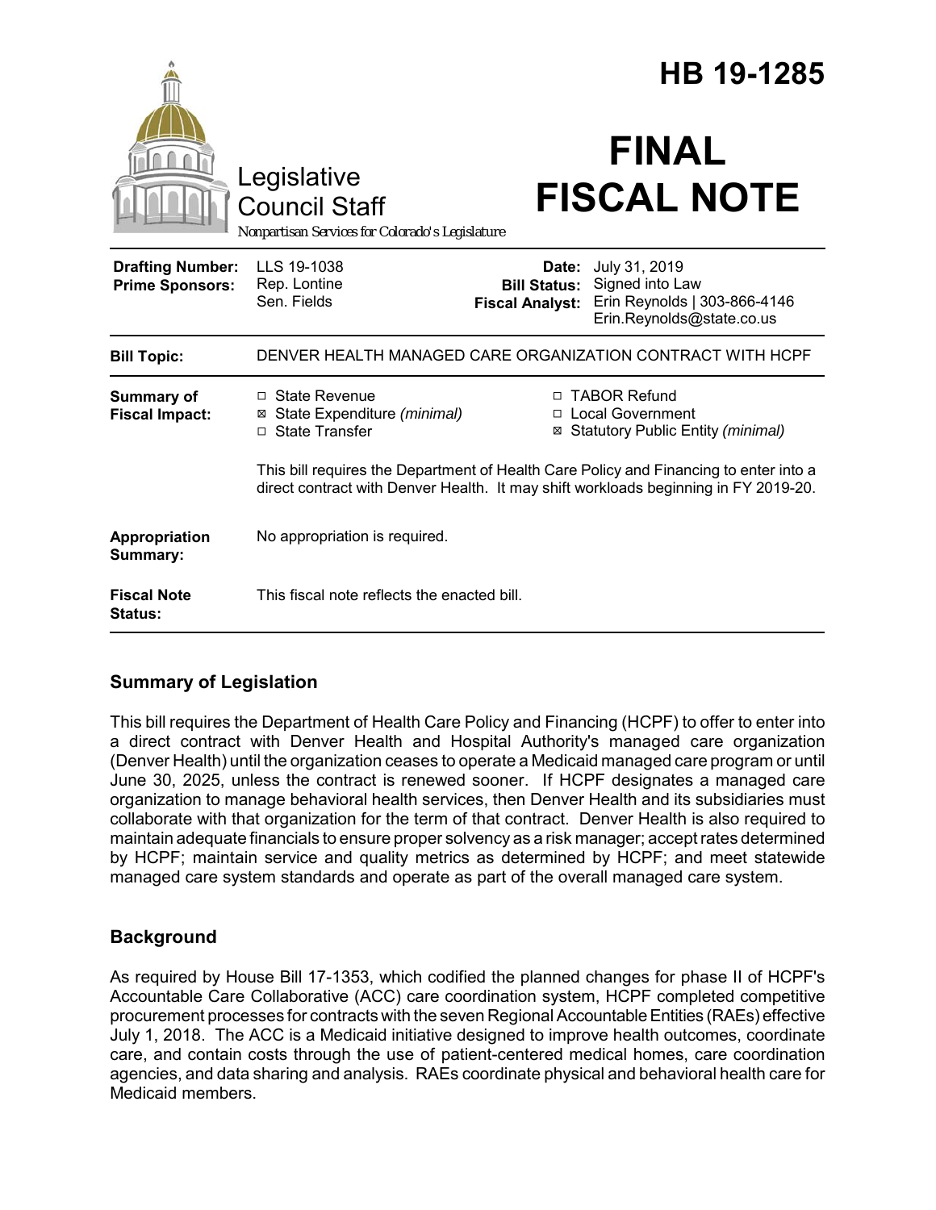# HB 19-1285

Legislative Council Staff

*Nonpartisan Services for Colorado's Legislature*

# FINAL FISCAL NOTE

| | | | |
|---|---|---|---|
| **Drafting Number:** | LLS 19-1038 | **Date:** | July 31, 2019 |
| **Prime Sponsors:** | Rep. Lontine<br>Sen. Fields | **Bill Status:** | Signed into Law |
| | | **Fiscal Analyst:** | Erin Reynolds \| 303-866-4146<br>Erin.Reynolds@state.co.us |

| | |
|---|---|
| **Bill Topic:** | DENVER HEALTH MANAGED CARE ORGANIZATION CONTRACT WITH HCPF |
| **Summary of Fiscal Impact:** | ☐ State Revenue<br>☒ State Expenditure *(minimal)*<br>☐ State Transfer<br>☐ TABOR Refund<br>☐ Local Government<br>☒ Statutory Public Entity *(minimal)*<br><br>This bill requires the Department of Health Care Policy and Financing to enter into a direct contract with Denver Health. It may shift workloads beginning in FY 2019-20. |
| **Appropriation Summary:** | No appropriation is required. |
| **Fiscal Note Status:** | This fiscal note reflects the enacted bill. |

## Summary of Legislation

This bill requires the Department of Health Care Policy and Financing (HCPF) to offer to enter into a direct contract with Denver Health and Hospital Authority's managed care organization (Denver Health) until the organization ceases to operate a Medicaid managed care program or until June 30, 2025, unless the contract is renewed sooner. If HCPF designates a managed care organization to manage behavioral health services, then Denver Health and its subsidiaries must collaborate with that organization for the term of that contract. Denver Health is also required to maintain adequate financials to ensure proper solvency as a risk manager; accept rates determined by HCPF; maintain service and quality metrics as determined by HCPF; and meet statewide managed care system standards and operate as part of the overall managed care system.

## Background

As required by House Bill 17-1353, which codified the planned changes for phase II of HCPF's Accountable Care Collaborative (ACC) care coordination system, HCPF completed competitive procurement processes for contracts with the seven Regional Accountable Entities (RAEs) effective July 1, 2018. The ACC is a Medicaid initiative designed to improve health outcomes, coordinate care, and contain costs through the use of patient-centered medical homes, care coordination agencies, and data sharing and analysis. RAEs coordinate physical and behavioral health care for Medicaid members.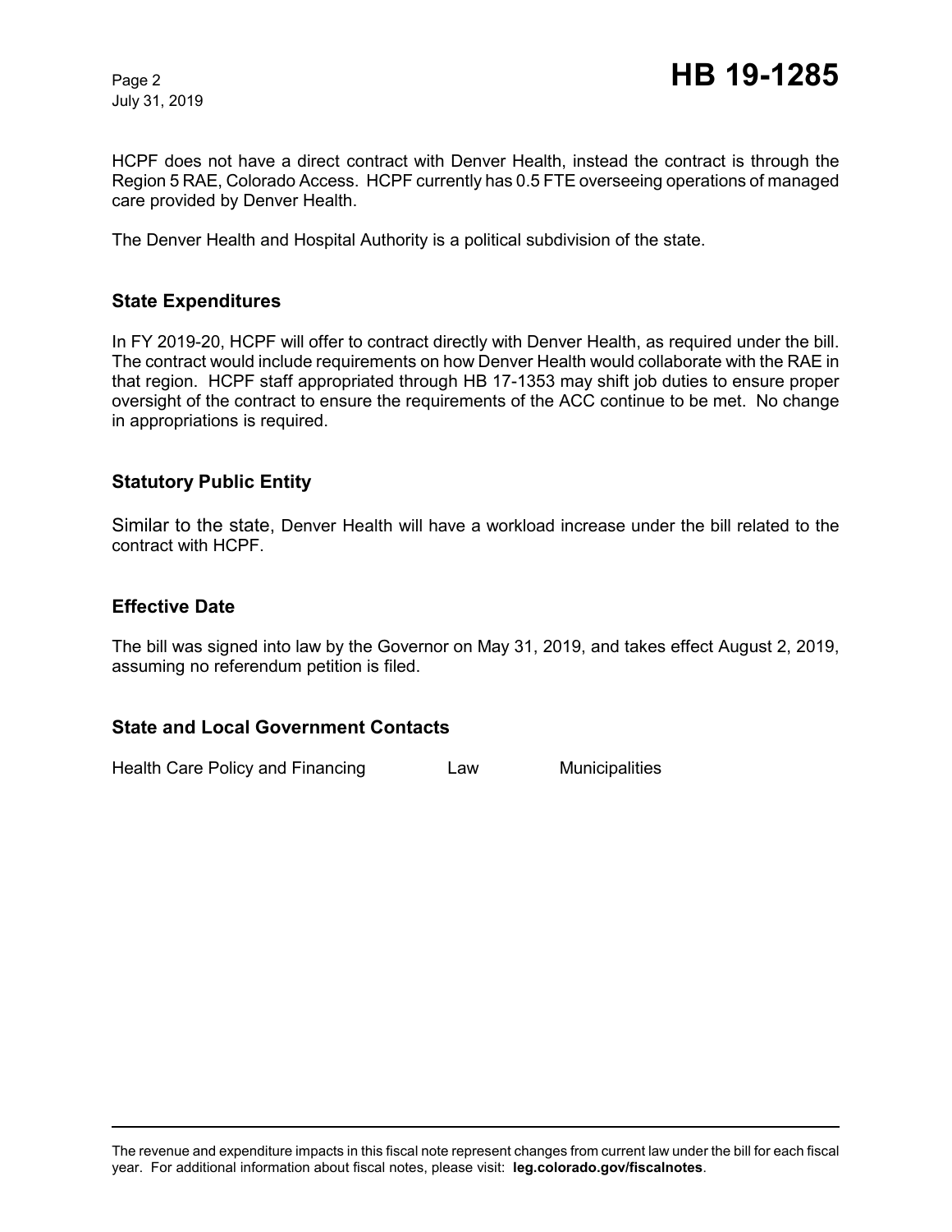HCPF does not have a direct contract with Denver Health, instead the contract is through the Region 5 RAE, Colorado Access. HCPF currently has 0.5 FTE overseeing operations of managed care provided by Denver Health.

The Denver Health and Hospital Authority is a political subdivision of the state.

## State Expenditures

In FY 2019-20, HCPF will offer to contract directly with Denver Health, as required under the bill. The contract would include requirements on how Denver Health would collaborate with the RAE in that region. HCPF staff appropriated through HB 17-1353 may shift job duties to ensure proper oversight of the contract to ensure the requirements of the ACC continue to be met. No change in appropriations is required.

## Statutory Public Entity

Similar to the state, Denver Health will have a workload increase under the bill related to the contract with HCPF.

## Effective Date

The bill was signed into law by the Governor on May 31, 2019, and takes effect August 2, 2019, assuming no referendum petition is filed.

## State and Local Government Contacts

Health Care Policy and Financing    Law    Municipalities

The revenue and expenditure impacts in this fiscal note represent changes from current law under the bill for each fiscal year. For additional information about fiscal notes, please visit: **leg.colorado.gov/fiscalnotes**.